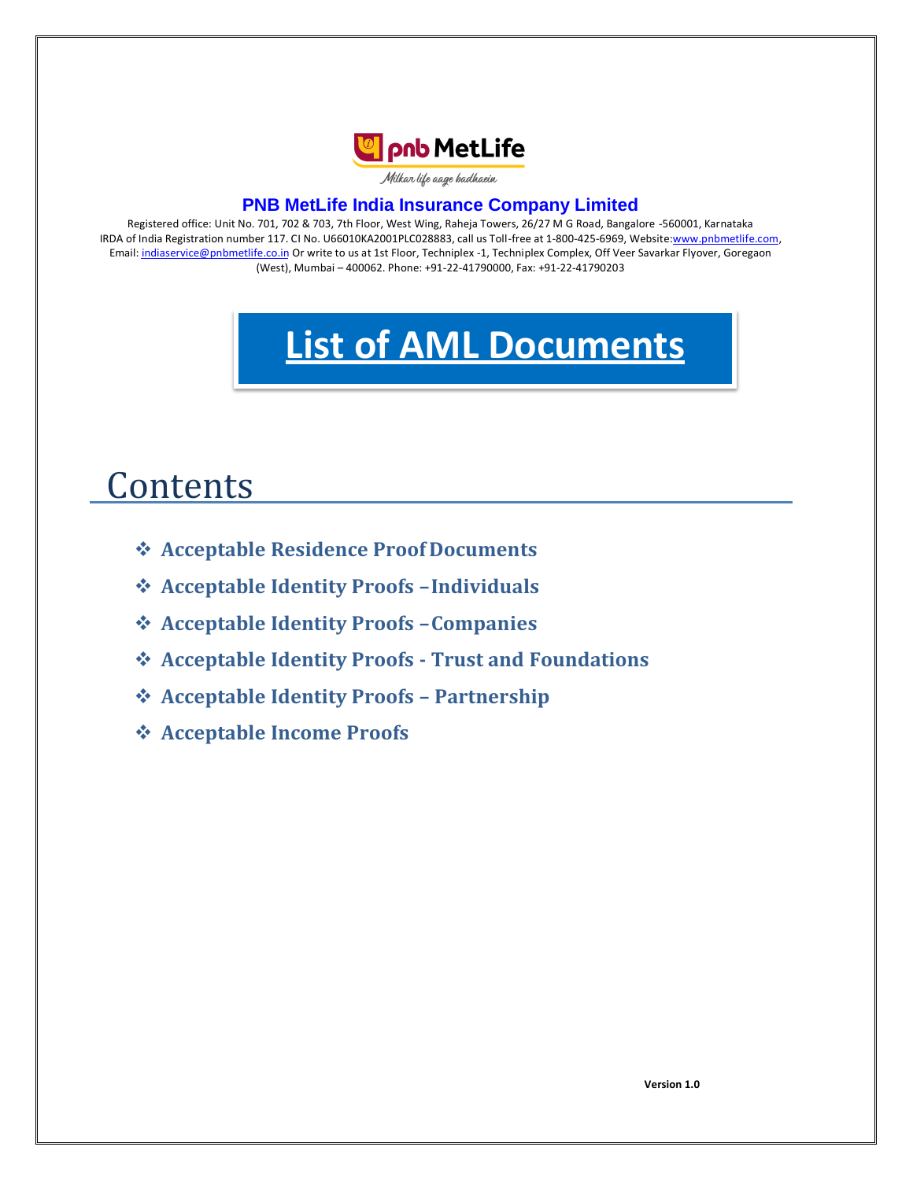pnb MetLife

*Milkar life aage badhaein*

**PNB MetLife India Insurance Company Limited**

Registered office: Unit No. 701, 702 & 703, 7th Floor, West Wing, Raheja Towers, 26/27 M G Road, Bangalore -560001, Karnataka
IRDA of India Registration number 117. CI No. U66010KA2001PLC028883, call us Toll-free at 1-800-425-6969, Website: www.pnbmetlife.com, Email: indiaservice@pnbmetlife.co.in Or write to us at 1st Floor, Techniplex -1, Techniplex Complex, Off Veer Savarkar Flyover, Goregaon (West), Mumbai – 400062. Phone: +91-22-41790000, Fax: +91-22-41790203

# List of AML Documents

## Contents

- **Acceptable Residence Proof Documents**
- **Acceptable Identity Proofs –Individuals**
- **Acceptable Identity Proofs –Companies**
- **Acceptable Identity Proofs - Trust and Foundations**
- **Acceptable Identity Proofs – Partnership**
- **Acceptable Income Proofs**

**Version 1.0**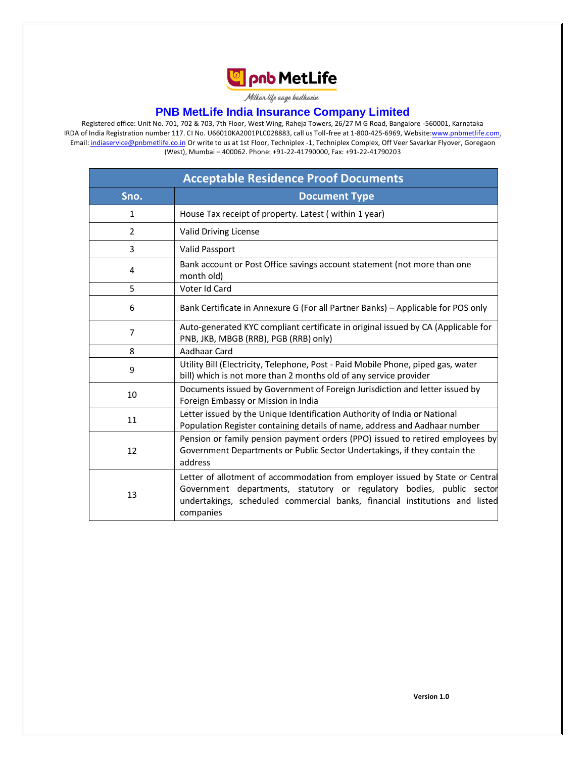# PNB MetLife India Insurance Company Limited

Registered office: Unit No. 701, 702 & 703, 7th Floor, West Wing, Raheja Towers, 26/27 M G Road, Bangalore -560001, Karnataka
IRDA of India Registration number 117. CI No. U66010KA2001PLC028883, call us Toll-free at 1-800-425-6969, Website: www.pnbmetlife.com, Email: indiaservice@pnbmetlife.co.in Or write to us at 1st Floor, Techniplex -1, Techniplex Complex, Off Veer Savarkar Flyover, Goregaon (West), Mumbai – 400062. Phone: +91-22-41790000, Fax: +91-22-41790203

## Acceptable Residence Proof Documents

| Sno. | Document Type |
|---|---|
| 1 | House Tax receipt of property. Latest ( within 1 year) |
| 2 | Valid Driving License |
| 3 | Valid Passport |
| 4 | Bank account or Post Office savings account statement (not more than one month old) |
| 5 | Voter Id Card |
| 6 | Bank Certificate in Annexure G (For all Partner Banks) – Applicable for POS only |
| 7 | Auto-generated KYC compliant certificate in original issued by CA (Applicable for PNB, JKB, MBGB (RRB), PGB (RRB) only) |
| 8 | Aadhaar Card |
| 9 | Utility Bill (Electricity, Telephone, Post - Paid Mobile Phone, piped gas, water bill) which is not more than 2 months old of any service provider |
| 10 | Documents issued by Government of Foreign Jurisdiction and letter issued by Foreign Embassy or Mission in India |
| 11 | Letter issued by the Unique Identification Authority of India or National Population Register containing details of name, address and Aadhaar number |
| 12 | Pension or family pension payment orders (PPO) issued to retired employees by Government Departments or Public Sector Undertakings, if they contain the address |
| 13 | Letter of allotment of accommodation from employer issued by State or Central Government departments, statutory or regulatory bodies, public sector undertakings, scheduled commercial banks, financial institutions and listed companies |

**Version 1.0**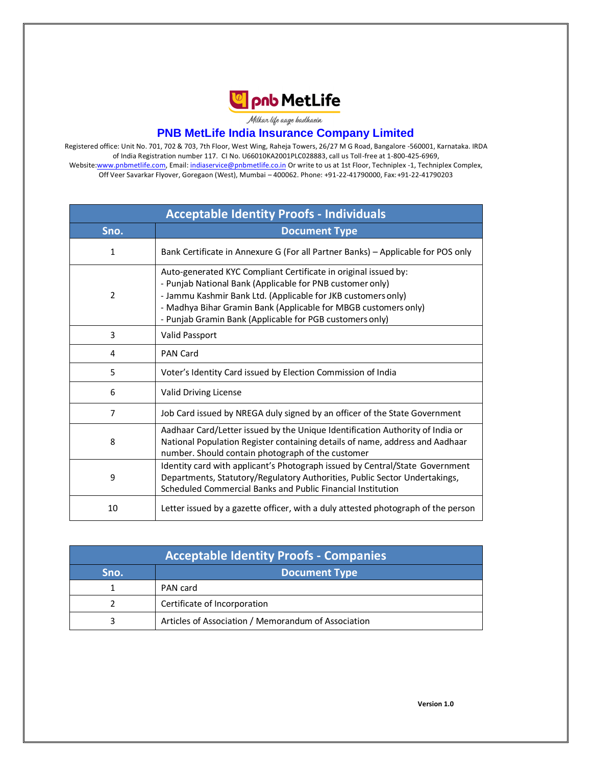pnb MetLife

*Milkar life aage badhaein*

# PNB MetLife India Insurance Company Limited

Registered office: Unit No. 701, 702 & 703, 7th Floor, West Wing, Raheja Towers, 26/27 M G Road, Bangalore -560001, Karnataka. IRDA of India Registration number 117. CI No. U66010KA2001PLC028883, call us Toll-free at 1-800-425-6969, Website:www.pnbmetlife.com, Email: indiaservice@pnbmetlife.co.in Or write to us at 1st Floor, Techniplex -1, Techniplex Complex, Off Veer Savarkar Flyover, Goregaon (West), Mumbai – 400062. Phone: +91-22-41790000, Fax:+91-22-41790203

| Acceptable Identity Proofs - Individuals | |
|---|---|
| **Sno.** | **Document Type** |
| 1 | Bank Certificate in Annexure G (For all Partner Banks) – Applicable for POS only |
| 2 | Auto-generated KYC Compliant Certificate in original issued by:<br>- Punjab National Bank (Applicable for PNB customer only)<br>- Jammu Kashmir Bank Ltd. (Applicable for JKB customers only)<br>- Madhya Bihar Gramin Bank (Applicable for MBGB customers only)<br>- Punjab Gramin Bank (Applicable for PGB customers only) |
| 3 | Valid Passport |
| 4 | PAN Card |
| 5 | Voter's Identity Card issued by Election Commission of India |
| 6 | Valid Driving License |
| 7 | Job Card issued by NREGA duly signed by an officer of the State Government |
| 8 | Aadhaar Card/Letter issued by the Unique Identification Authority of India or National Population Register containing details of name, address and Aadhaar number. Should contain photograph of the customer |
| 9 | Identity card with applicant's Photograph issued by Central/State Government Departments, Statutory/Regulatory Authorities, Public Sector Undertakings, Scheduled Commercial Banks and Public Financial Institution |
| 10 | Letter issued by a gazette officer, with a duly attested photograph of the person |

| Acceptable Identity Proofs - Companies | |
|---|---|
| **Sno.** | **Document Type** |
| 1 | PAN card |
| 2 | Certificate of Incorporation |
| 3 | Articles of Association / Memorandum of Association |

**Version 1.0**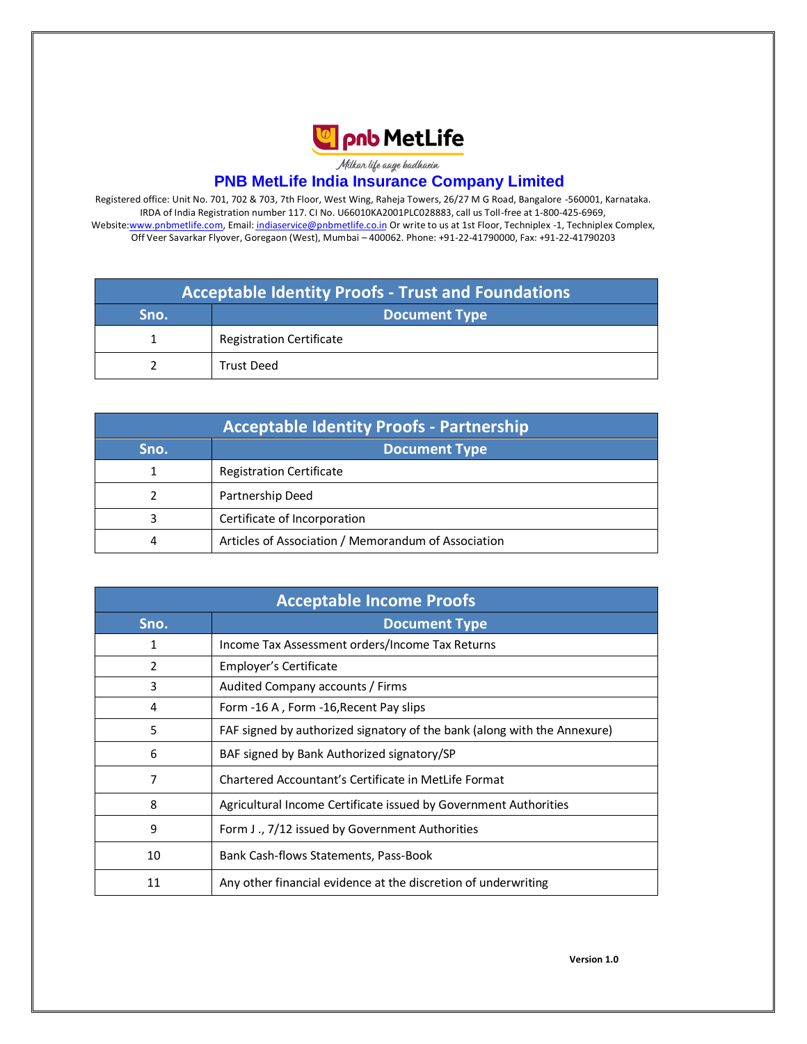# PNB MetLife India Insurance Company Limited

Registered office: Unit No. 701, 702 & 703, 7th Floor, West Wing, Raheja Towers, 26/27 M G Road, Bangalore -560001, Karnataka. IRDA of India Registration number 117. CI No. U66010KA2001PLC028883, call us Toll-free at 1-800-425-6969, Website:www.pnbmetlife.com, Email: indiaservice@pnbmetlife.co.in Or write to us at 1st Floor, Techniplex -1, Techniplex Complex, Off Veer Savarkar Flyover, Goregaon (West), Mumbai – 400062. Phone: +91-22-41790000, Fax: +91-22-41790203

## Acceptable Identity Proofs - Trust and Foundations

| Sno. | Document Type |
|---|---|
| 1 | Registration Certificate |
| 2 | Trust Deed |

## Acceptable Identity Proofs - Partnership

| Sno. | Document Type |
|---|---|
| 1 | Registration Certificate |
| 2 | Partnership Deed |
| 3 | Certificate of Incorporation |
| 4 | Articles of Association / Memorandum of Association |

## Acceptable Income Proofs

| Sno. | Document Type |
|---|---|
| 1 | Income Tax Assessment orders/Income Tax Returns |
| 2 | Employer's Certificate |
| 3 | Audited Company accounts / Firms |
| 4 | Form -16 A , Form -16,Recent Pay slips |
| 5 | FAF signed by authorized signatory of the bank (along with the Annexure) |
| 6 | BAF signed by Bank Authorized signatory/SP |
| 7 | Chartered Accountant's Certificate in MetLife Format |
| 8 | Agricultural Income Certificate issued by Government Authorities |
| 9 | Form J ., 7/12 issued by Government Authorities |
| 10 | Bank Cash-flows Statements, Pass-Book |
| 11 | Any other financial evidence at the discretion of underwriting |

**Version 1.0**